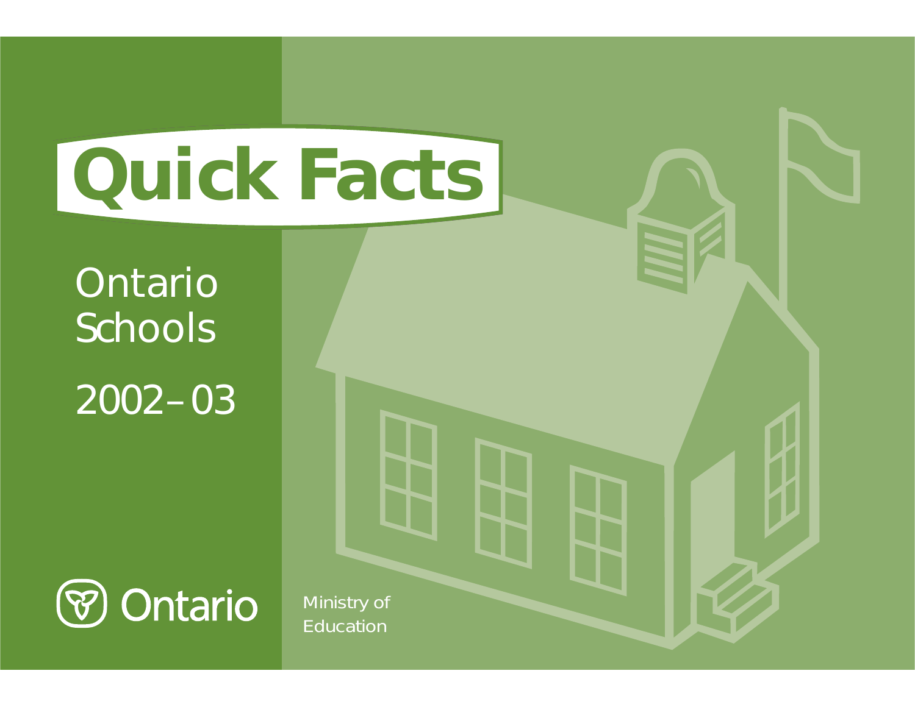# Quick Facts

## Ontario Schools

## 2002–03

Ontario

Ministry of Education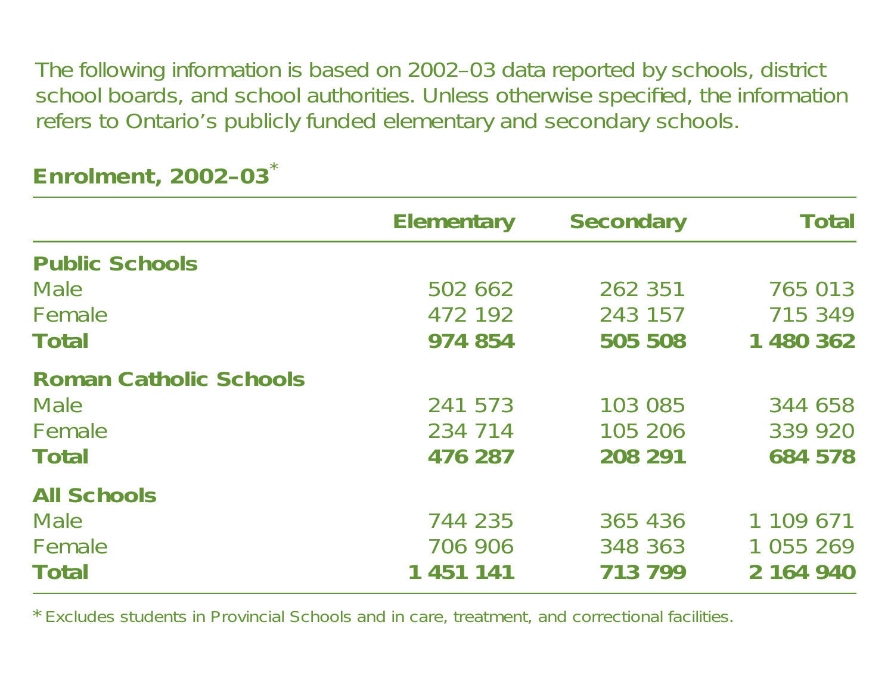The following information is based on 2002–03 data reported by schools, district school boards, and school authorities. Unless otherwise specified, the information refers to Ontario's publicly funded elementary and secondary schools.

## Enrolment, 2002–03*

| | Elementary | Secondary | Total |
|---|---|---|---|
| **Public Schools** | | | |
| Male | 502 662 | 262 351 | 765 013 |
| Female | 472 192 | 243 157 | 715 349 |
| **Total** | **974 854** | **505 508** | **1 480 362** |
| **Roman Catholic Schools** | | | |
| Male | 241 573 | 103 085 | 344 658 |
| Female | 234 714 | 105 206 | 339 920 |
| **Total** | **476 287** | **208 291** | **684 578** |
| **All Schools** | | | |
| Male | 744 235 | 365 436 | 1 109 671 |
| Female | 706 906 | 348 363 | 1 055 269 |
| **Total** | **1 451 141** | **713 799** | **2 164 940** |

* Excludes students in Provincial Schools and in care, treatment, and correctional facilities.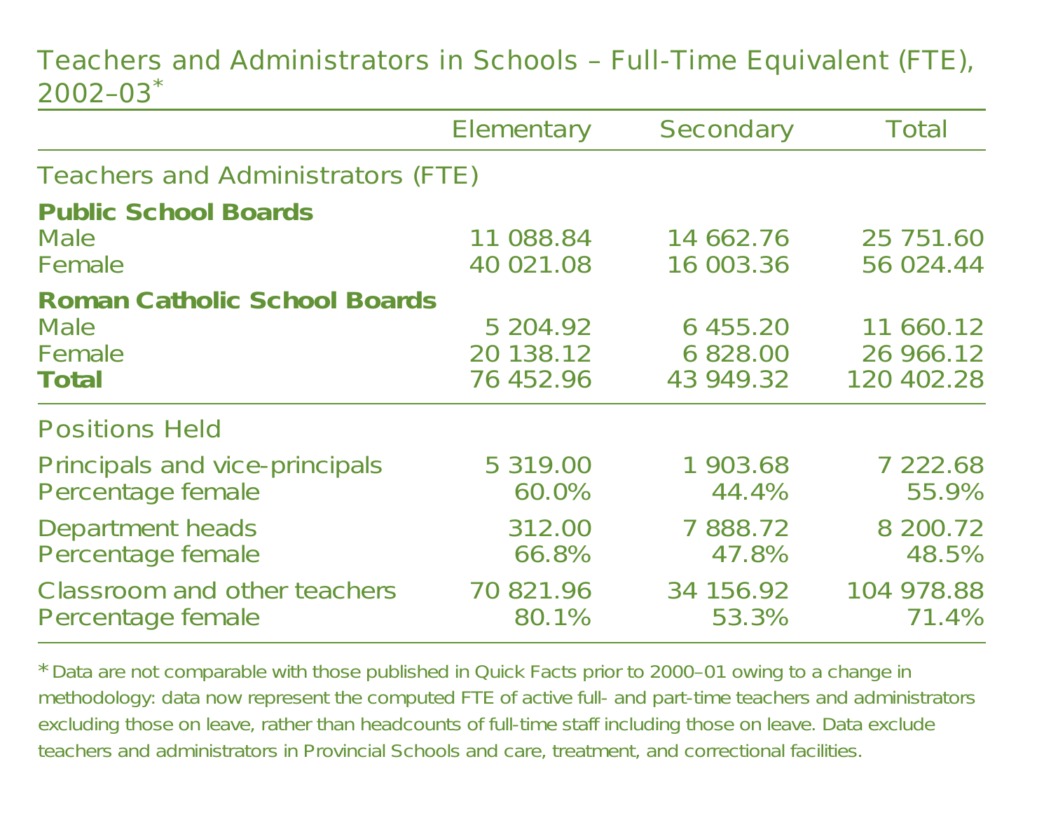## Teachers and Administrators in Schools – Full-Time Equivalent (FTE), 2002–03*

| | Elementary | Secondary | Total |
|---|---|---|---|
| **Teachers and Administrators (FTE)** | | | |
| **Public School Boards** | | | |
| Male | 11 088.84 | 14 662.76 | 25 751.60 |
| Female | 40 021.08 | 16 003.36 | 56 024.44 |
| **Roman Catholic School Boards** | | | |
| Male | 5 204.92 | 6 455.20 | 11 660.12 |
| Female | 20 138.12 | 6 828.00 | 26 966.12 |
| **Total** | 76 452.96 | 43 949.32 | 120 402.28 |
| **Positions Held** | | | |
| Principals and vice-principals | 5 319.00 | 1 903.68 | 7 222.68 |
| Percentage female | 60.0% | 44.4% | 55.9% |
| Department heads | 312.00 | 7 888.72 | 8 200.72 |
| Percentage female | 66.8% | 47.8% | 48.5% |
| Classroom and other teachers | 70 821.96 | 34 156.92 | 104 978.88 |
| Percentage female | 80.1% | 53.3% | 71.4% |

* Data are not comparable with those published in Quick Facts prior to 2000–01 owing to a change in methodology: data now represent the computed FTE of active full- and part-time teachers and administrators excluding those on leave, rather than headcounts of full-time staff including those on leave. Data exclude teachers and administrators in Provincial Schools and care, treatment, and correctional facilities.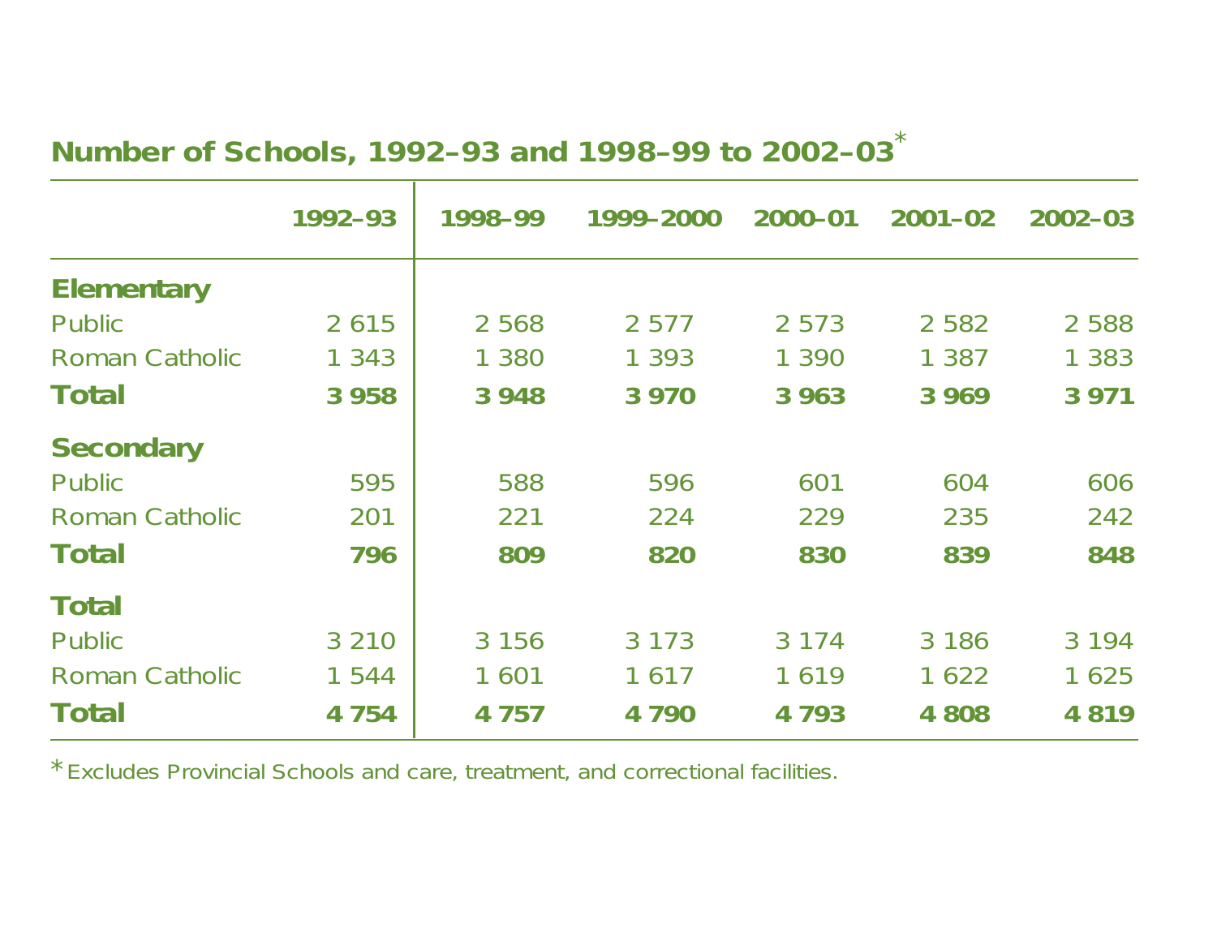## Number of Schools, 1992–93 and 1998–99 to 2002–03*

| | 1992–93 | 1998–99 | 1999–2000 | 2000–01 | 2001–02 | 2002–03 |
|---|---|---|---|---|---|---|
| **Elementary** | | | | | | |
| Public | 2 615 | 2 568 | 2 577 | 2 573 | 2 582 | 2 588 |
| Roman Catholic | 1 343 | 1 380 | 1 393 | 1 390 | 1 387 | 1 383 |
| **Total** | **3 958** | **3 948** | **3 970** | **3 963** | **3 969** | **3 971** |
| **Secondary** | | | | | | |
| Public | 595 | 588 | 596 | 601 | 604 | 606 |
| Roman Catholic | 201 | 221 | 224 | 229 | 235 | 242 |
| **Total** | **796** | **809** | **820** | **830** | **839** | **848** |
| **Total** | | | | | | |
| Public | 3 210 | 3 156 | 3 173 | 3 174 | 3 186 | 3 194 |
| Roman Catholic | 1 544 | 1 601 | 1 617 | 1 619 | 1 622 | 1 625 |
| **Total** | **4 754** | **4 757** | **4 790** | **4 793** | **4 808** | **4 819** |

* Excludes Provincial Schools and care, treatment, and correctional facilities.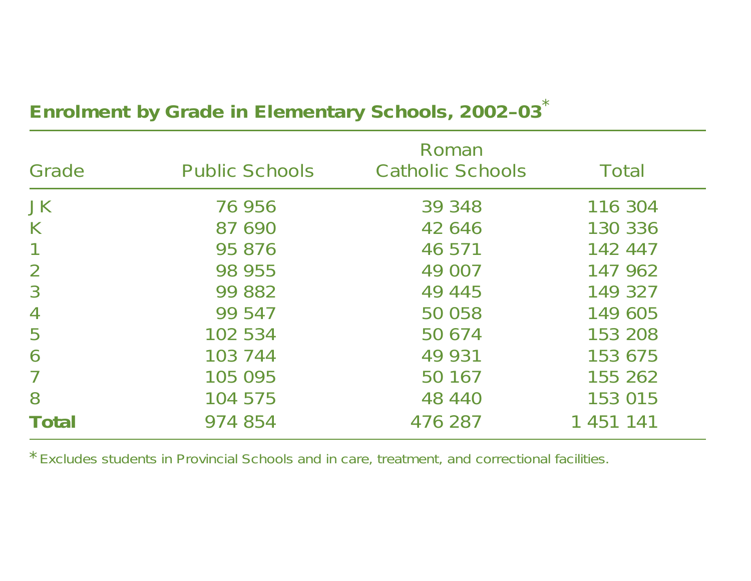## Enrolment by Grade in Elementary Schools, 2002–03*

| Grade | Public Schools | Roman Catholic Schools | Total |
|---|---|---|---|
| JK | 76 956 | 39 348 | 116 304 |
| K | 87 690 | 42 646 | 130 336 |
| 1 | 95 876 | 46 571 | 142 447 |
| 2 | 98 955 | 49 007 | 147 962 |
| 3 | 99 882 | 49 445 | 149 327 |
| 4 | 99 547 | 50 058 | 149 605 |
| 5 | 102 534 | 50 674 | 153 208 |
| 6 | 103 744 | 49 931 | 153 675 |
| 7 | 105 095 | 50 167 | 155 262 |
| 8 | 104 575 | 48 440 | 153 015 |
| **Total** | 974 854 | 476 287 | 1 451 141 |

* Excludes students in Provincial Schools and in care, treatment, and correctional facilities.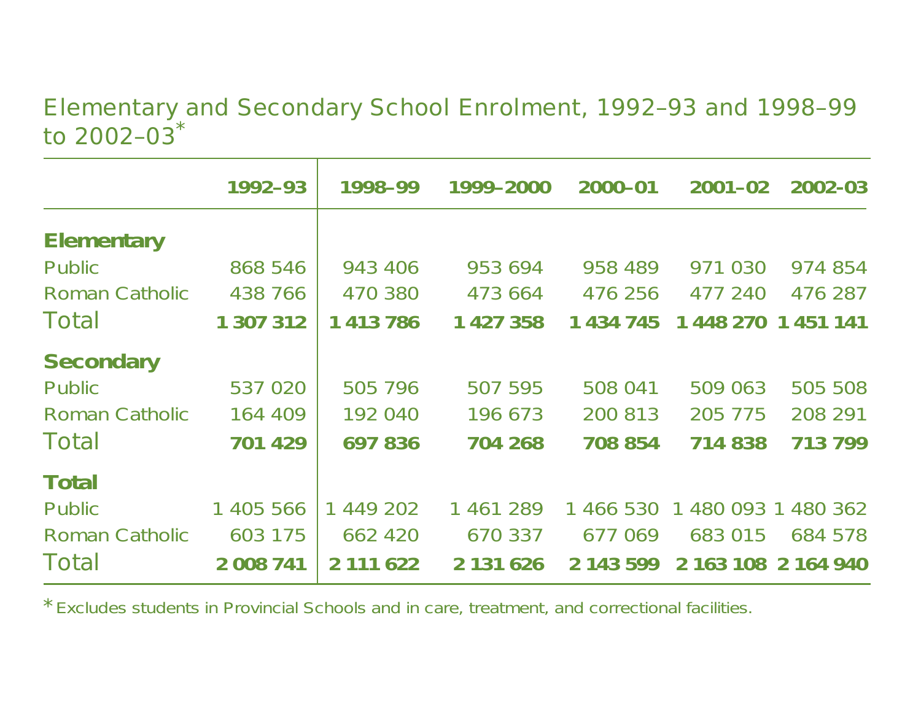## Elementary and Secondary School Enrolment, 1992–93 and 1998–99 to 2002–03*

| | 1992–93 | 1998–99 | 1999–2000 | 2000–01 | 2001–02 | 2002-03 |
|---|---|---|---|---|---|---|
| **Elementary** | | | | | | |
| Public | 868 546 | 943 406 | 953 694 | 958 489 | 971 030 | 974 854 |
| Roman Catholic | 438 766 | 470 380 | 473 664 | 476 256 | 477 240 | 476 287 |
| Total | **1 307 312** | **1 413 786** | **1 427 358** | **1 434 745** | **1 448 270** | **1 451 141** |
| **Secondary** | | | | | | |
| Public | 537 020 | 505 796 | 507 595 | 508 041 | 509 063 | 505 508 |
| Roman Catholic | 164 409 | 192 040 | 196 673 | 200 813 | 205 775 | 208 291 |
| Total | **701 429** | **697 836** | **704 268** | **708 854** | **714 838** | **713 799** |
| **Total** | | | | | | |
| Public | 1 405 566 | 1 449 202 | 1 461 289 | 1 466 530 | 1 480 093 | 1 480 362 |
| Roman Catholic | 603 175 | 662 420 | 670 337 | 677 069 | 683 015 | 684 578 |
| Total | **2 008 741** | **2 111 622** | **2 131 626** | **2 143 599** | **2 163 108** | **2 164 940** |

* Excludes students in Provincial Schools and in care, treatment, and correctional facilities.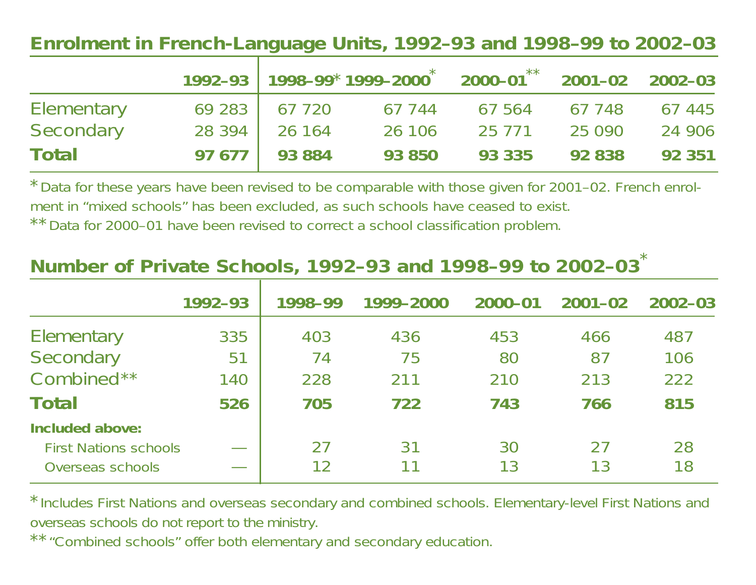## Enrolment in French-Language Units, 1992–93 and 1998–99 to 2002–03

| | 1992–93 | 1998–99* | 1999–2000* | 2000–01** | 2001–02 | 2002–03 |
|---|---|---|---|---|---|---|
| Elementary | 69 283 | 67 720 | 67 744 | 67 564 | 67 748 | 67 445 |
| Secondary | 28 394 | 26 164 | 26 106 | 25 771 | 25 090 | 24 906 |
| **Total** | **97 677** | **93 884** | **93 850** | **93 335** | **92 838** | **92 351** |

* Data for these years have been revised to be comparable with those given for 2001–02. French enrolment in "mixed schools" has been excluded, as such schools have ceased to exist.

** Data for 2000–01 have been revised to correct a school classification problem.

## Number of Private Schools, 1992–93 and 1998–99 to 2002–03*

| | 1992–93 | 1998–99 | 1999–2000 | 2000–01 | 2001–02 | 2002–03 |
|---|---|---|---|---|---|---|
| Elementary | 335 | 403 | 436 | 453 | 466 | 487 |
| Secondary | 51 | 74 | 75 | 80 | 87 | 106 |
| Combined** | 140 | 228 | 211 | 210 | 213 | 222 |
| **Total** | **526** | **705** | **722** | **743** | **766** | **815** |
| **Included above:** | | | | | | |
| First Nations schools | — | 27 | 31 | 30 | 27 | 28 |
| Overseas schools | — | 12 | 11 | 13 | 13 | 18 |

* Includes First Nations and overseas secondary and combined schools. Elementary-level First Nations and overseas schools do not report to the ministry.

** "Combined schools" offer both elementary and secondary education.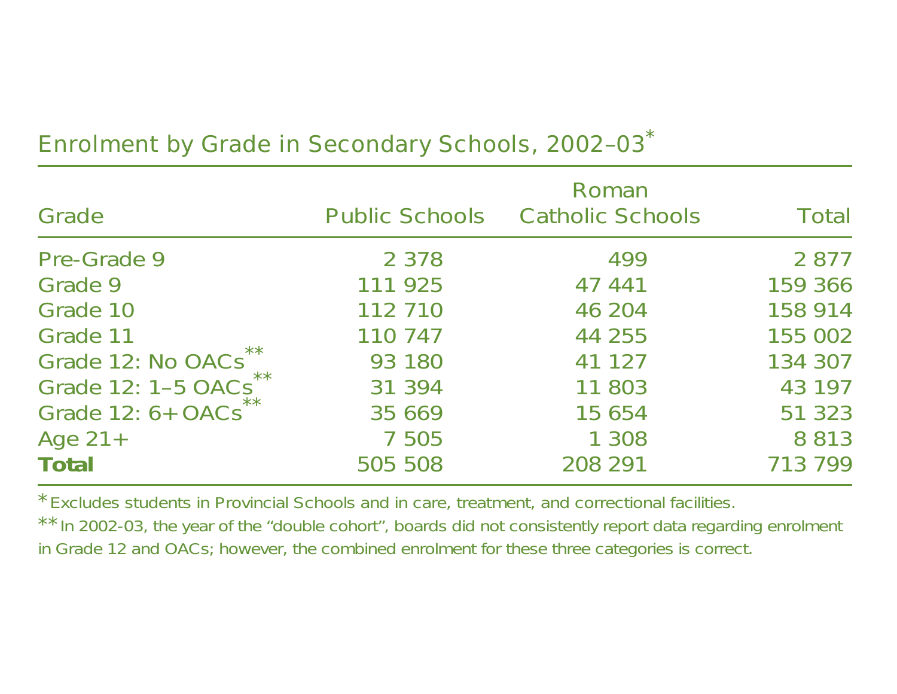## Enrolment by Grade in Secondary Schools, 2002–03*

| Grade | Public Schools | Roman Catholic Schools | Total |
|---|---|---|---|
| Pre-Grade 9 | 2 378 | 499 | 2 877 |
| Grade 9 | 111 925 | 47 441 | 159 366 |
| Grade 10 | 112 710 | 46 204 | 158 914 |
| Grade 11 | 110 747 | 44 255 | 155 002 |
| Grade 12: No OACs** | 93 180 | 41 127 | 134 307 |
| Grade 12: 1–5 OACs** | 31 394 | 11 803 | 43 197 |
| Grade 12: 6+OACs** | 35 669 | 15 654 | 51 323 |
| Age 21+ | 7 505 | 1 308 | 8 813 |
| **Total** | 505 508 | 208 291 | 713 799 |

* Excludes students in Provincial Schools and in care, treatment, and correctional facilities.

** In 2002-03, the year of the "double cohort", boards did not consistently report data regarding enrolment in Grade 12 and OACs; however, the combined enrolment for these three categories is correct.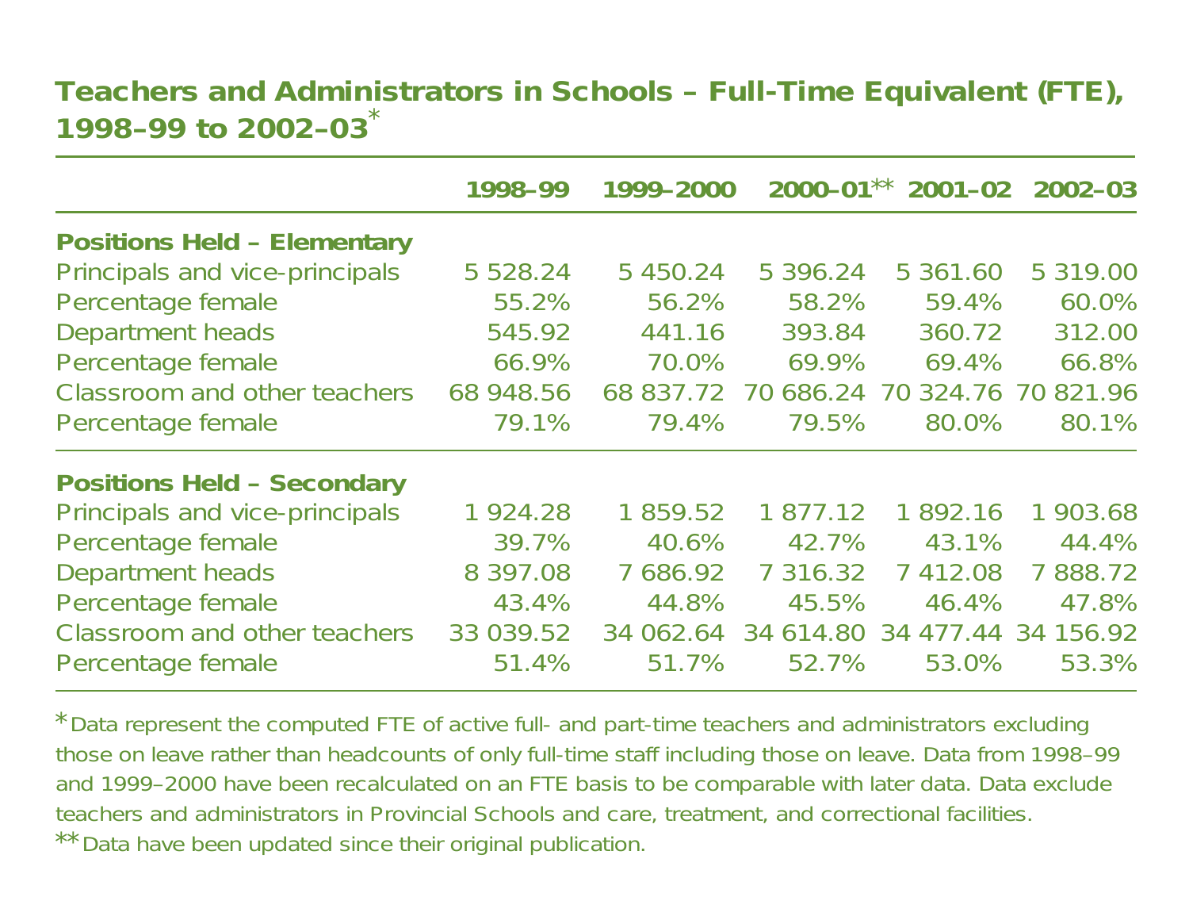## Teachers and Administrators in Schools – Full-Time Equivalent (FTE), 1998–99 to 2002–03*

| | 1998–99 | 1999–2000 | 2000–01** | 2001–02 | 2002–03 |
|---|---|---|---|---|---|
| **Positions Held – Elementary** | | | | | |
| Principals and vice-principals | 5 528.24 | 5 450.24 | 5 396.24 | 5 361.60 | 5 319.00 |
| Percentage female | 55.2% | 56.2% | 58.2% | 59.4% | 60.0% |
| Department heads | 545.92 | 441.16 | 393.84 | 360.72 | 312.00 |
| Percentage female | 66.9% | 70.0% | 69.9% | 69.4% | 66.8% |
| Classroom and other teachers | 68 948.56 | 68 837.72 | 70 686.24 | 70 324.76 | 70 821.96 |
| Percentage female | 79.1% | 79.4% | 79.5% | 80.0% | 80.1% |
| **Positions Held – Secondary** | | | | | |
| Principals and vice-principals | 1 924.28 | 1 859.52 | 1 877.12 | 1 892.16 | 1 903.68 |
| Percentage female | 39.7% | 40.6% | 42.7% | 43.1% | 44.4% |
| Department heads | 8 397.08 | 7 686.92 | 7 316.32 | 7 412.08 | 7 888.72 |
| Percentage female | 43.4% | 44.8% | 45.5% | 46.4% | 47.8% |
| Classroom and other teachers | 33 039.52 | 34 062.64 | 34 614.80 | 34 477.44 | 34 156.92 |
| Percentage female | 51.4% | 51.7% | 52.7% | 53.0% | 53.3% |

* Data represent the computed FTE of active full- and part-time teachers and administrators excluding those on leave rather than headcounts of only full-time staff including those on leave. Data from 1998–99 and 1999–2000 have been recalculated on an FTE basis to be comparable with later data. Data exclude teachers and administrators in Provincial Schools and care, treatment, and correctional facilities.

** Data have been updated since their original publication.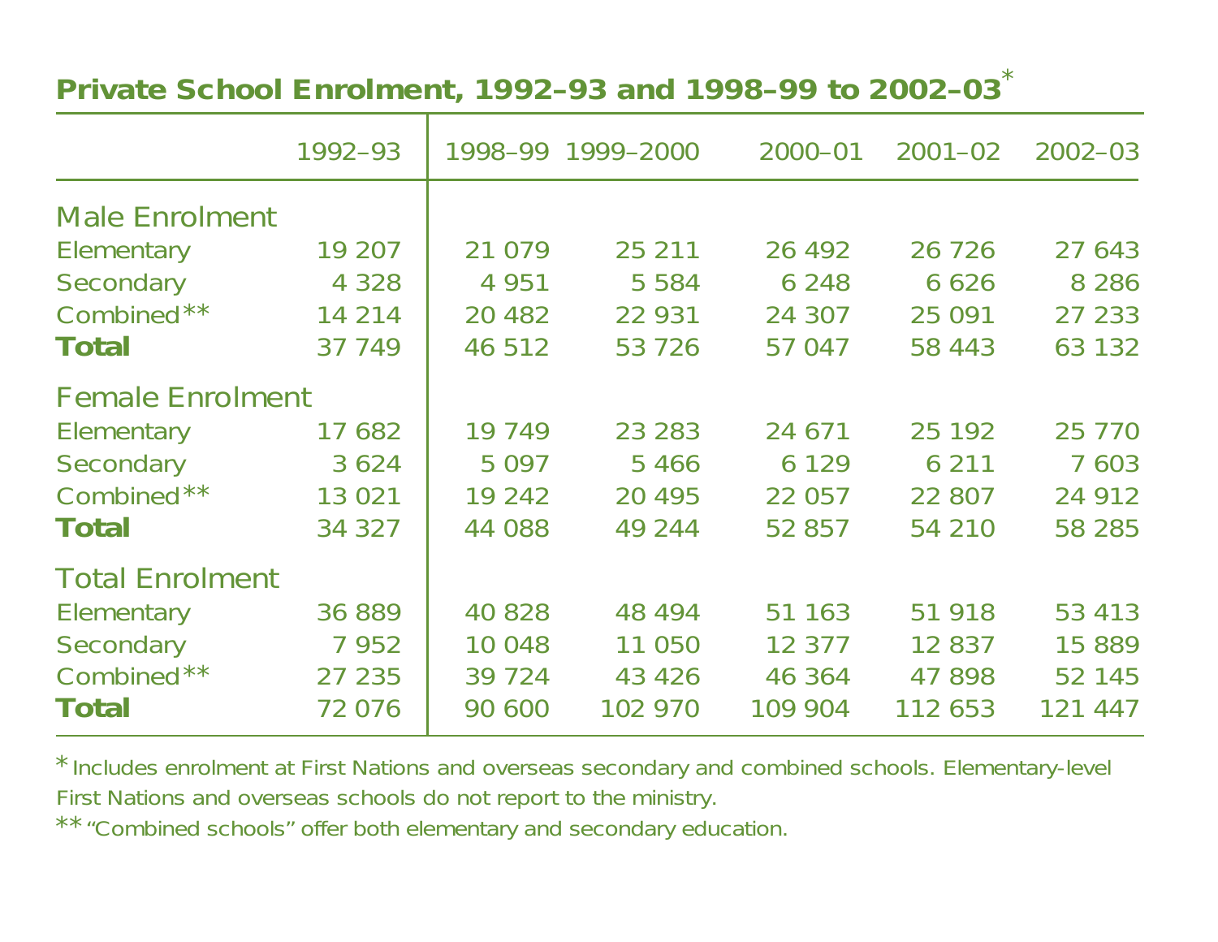## Private School Enrolment, 1992–93 and 1998–99 to 2002–03*

| | 1992–93 | 1998–99 | 1999–2000 | 2000–01 | 2001–02 | 2002–03 |
|---|---|---|---|---|---|---|
| **Male Enrolment** | | | | | | |
| Elementary | 19 207 | 21 079 | 25 211 | 26 492 | 26 726 | 27 643 |
| Secondary | 4 328 | 4 951 | 5 584 | 6 248 | 6 626 | 8 286 |
| Combined** | 14 214 | 20 482 | 22 931 | 24 307 | 25 091 | 27 233 |
| **Total** | 37 749 | 46 512 | 53 726 | 57 047 | 58 443 | 63 132 |
| **Female Enrolment** | | | | | | |
| Elementary | 17 682 | 19 749 | 23 283 | 24 671 | 25 192 | 25 770 |
| Secondary | 3 624 | 5 097 | 5 466 | 6 129 | 6 211 | 7 603 |
| Combined** | 13 021 | 19 242 | 20 495 | 22 057 | 22 807 | 24 912 |
| **Total** | 34 327 | 44 088 | 49 244 | 52 857 | 54 210 | 58 285 |
| **Total Enrolment** | | | | | | |
| Elementary | 36 889 | 40 828 | 48 494 | 51 163 | 51 918 | 53 413 |
| Secondary | 7 952 | 10 048 | 11 050 | 12 377 | 12 837 | 15 889 |
| Combined** | 27 235 | 39 724 | 43 426 | 46 364 | 47 898 | 52 145 |
| **Total** | 72 076 | 90 600 | 102 970 | 109 904 | 112 653 | 121 447 |

* Includes enrolment at First Nations and overseas secondary and combined schools. Elementary-level First Nations and overseas schools do not report to the ministry.

** "Combined schools" offer both elementary and secondary education.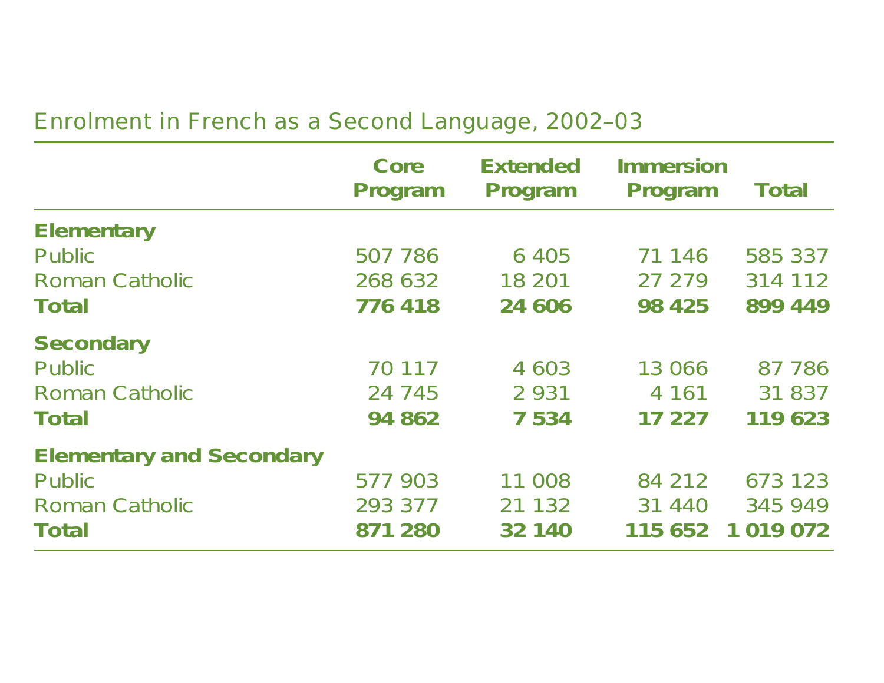## Enrolment in French as a Second Language, 2002–03

| | Core Program | Extended Program | Immersion Program | Total |
|---|---|---|---|---|
| **Elementary** | | | | |
| Public | 507 786 | 6 405 | 71 146 | 585 337 |
| Roman Catholic | 268 632 | 18 201 | 27 279 | 314 112 |
| **Total** | **776 418** | **24 606** | **98 425** | **899 449** |
| **Secondary** | | | | |
| Public | 70 117 | 4 603 | 13 066 | 87 786 |
| Roman Catholic | 24 745 | 2 931 | 4 161 | 31 837 |
| **Total** | **94 862** | **7 534** | **17 227** | **119 623** |
| **Elementary and Secondary** | | | | |
| Public | 577 903 | 11 008 | 84 212 | 673 123 |
| Roman Catholic | 293 377 | 21 132 | 31 440 | 345 949 |
| **Total** | **871 280** | **32 140** | **115 652** | **1 019 072** |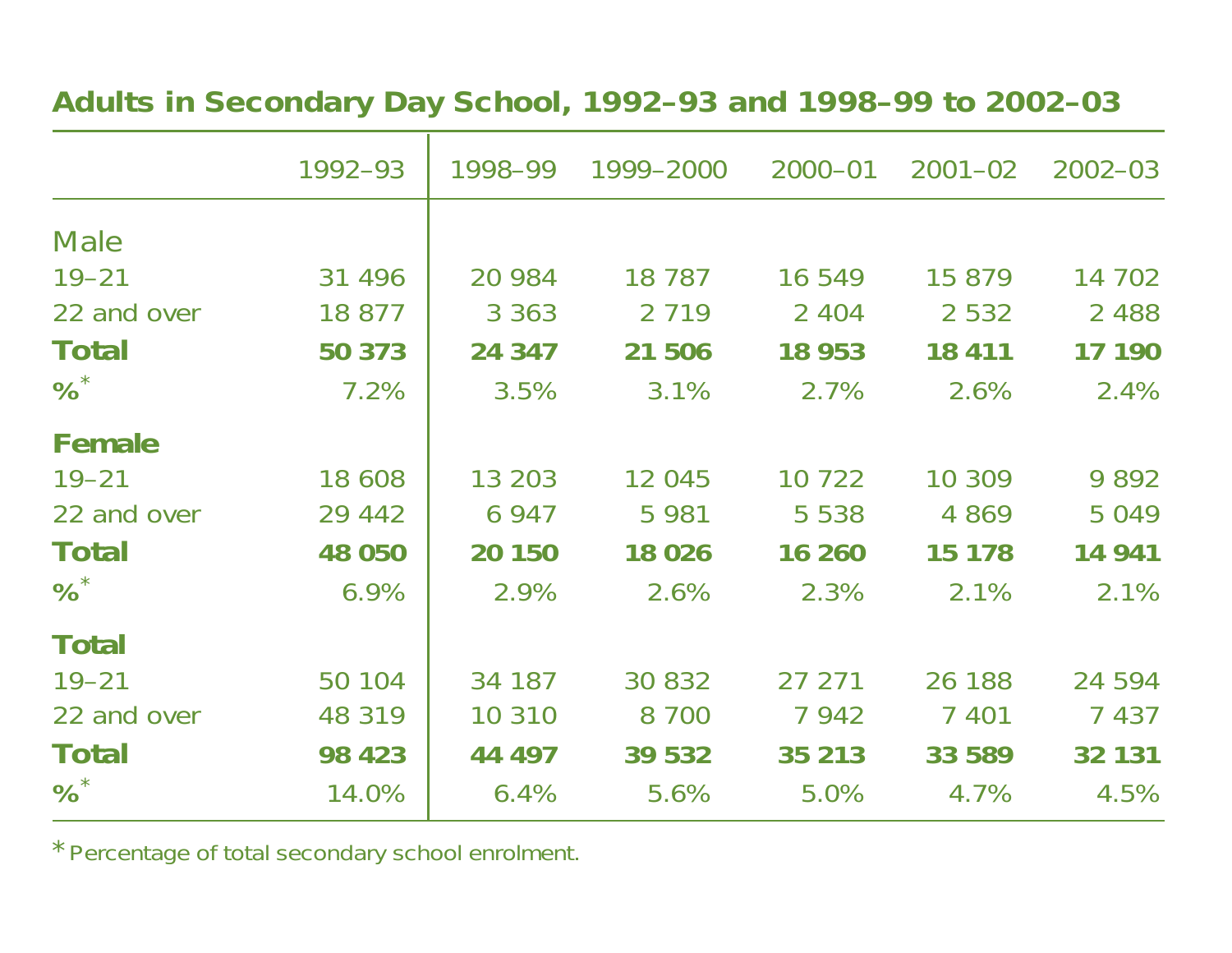## Adults in Secondary Day School, 1992–93 and 1998–99 to 2002–03

| | 1992–93 | 1998–99 | 1999–2000 | 2000–01 | 2001–02 | 2002–03 |
|---|---|---|---|---|---|---|
| Male | | | | | | |
| 19–21 | 31 496 | 20 984 | 18 787 | 16 549 | 15 879 | 14 702 |
| 22 and over | 18 877 | 3 363 | 2 719 | 2 404 | 2 532 | 2 488 |
| **Total** | **50 373** | **24 347** | **21 506** | **18 953** | **18 411** | **17 190** |
| **%*** | 7.2% | 3.5% | 3.1% | 2.7% | 2.6% | 2.4% |
| **Female** | | | | | | |
| 19–21 | 18 608 | 13 203 | 12 045 | 10 722 | 10 309 | 9 892 |
| 22 and over | 29 442 | 6 947 | 5 981 | 5 538 | 4 869 | 5 049 |
| **Total** | **48 050** | **20 150** | **18 026** | **16 260** | **15 178** | **14 941** |
| **%*** | 6.9% | 2.9% | 2.6% | 2.3% | 2.1% | 2.1% |
| **Total** | | | | | | |
| 19–21 | 50 104 | 34 187 | 30 832 | 27 271 | 26 188 | 24 594 |
| 22 and over | 48 319 | 10 310 | 8 700 | 7 942 | 7 401 | 7 437 |
| **Total** | **98 423** | **44 497** | **39 532** | **35 213** | **33 589** | **32 131** |
| **%*** | 14.0% | 6.4% | 5.6% | 5.0% | 4.7% | 4.5% |

* Percentage of total secondary school enrolment.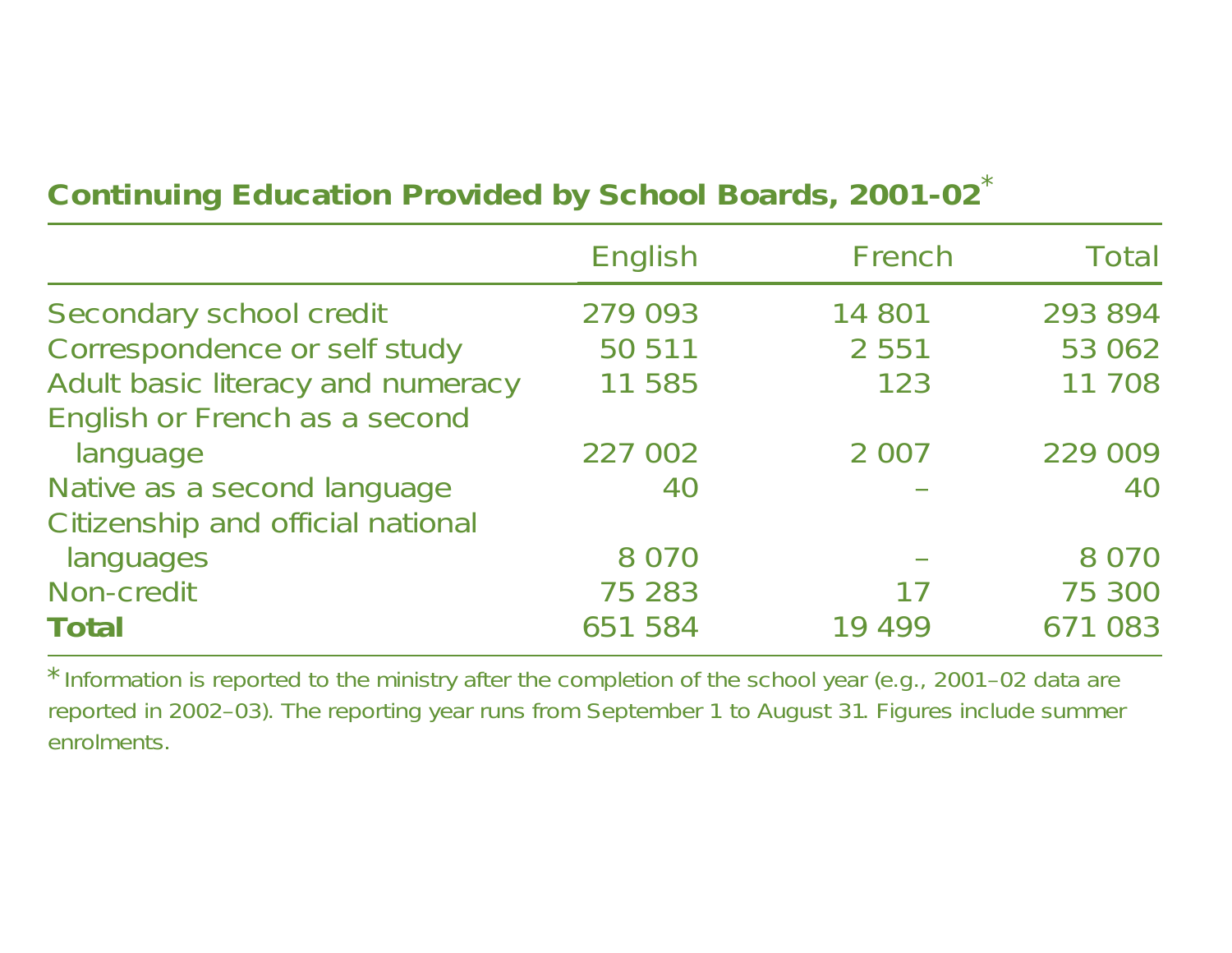## Continuing Education Provided by School Boards, 2001-02*

| | English | French | Total |
|---|---|---|---|
| Secondary school credit | 279 093 | 14 801 | 293 894 |
| Correspondence or self study | 50 511 | 2 551 | 53 062 |
| Adult basic literacy and numeracy | 11 585 | 123 | 11 708 |
| English or French as a second language | 227 002 | 2 007 | 229 009 |
| Native as a second language | 40 | – | 40 |
| Citizenship and official national languages | 8 070 | – | 8 070 |
| Non-credit | 75 283 | 17 | 75 300 |
| **Total** | 651 584 | 19 499 | 671 083 |

* Information is reported to the ministry after the completion of the school year (e.g., 2001–02 data are reported in 2002–03). The reporting year runs from September 1 to August 31. Figures include summer enrolments.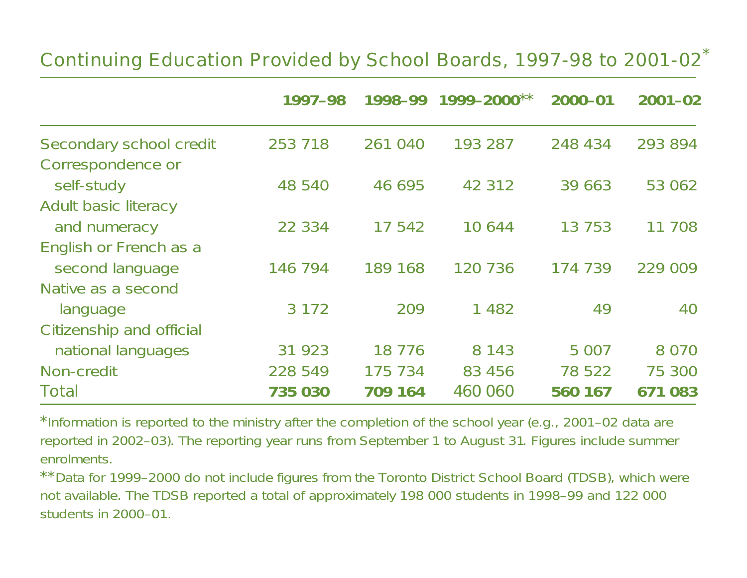## Continuing Education Provided by School Boards, 1997-98 to 2001-02*

| | 1997–98 | 1998–99 | 1999–2000** | 2000–01 | 2001–02 |
|---|---|---|---|---|---|
| Secondary school credit | 253 718 | 261 040 | 193 287 | 248 434 | 293 894 |
| Correspondence or self-study | 48 540 | 46 695 | 42 312 | 39 663 | 53 062 |
| Adult basic literacy and numeracy | 22 334 | 17 542 | 10 644 | 13 753 | 11 708 |
| English or French as a second language | 146 794 | 189 168 | 120 736 | 174 739 | 229 009 |
| Native as a second language | 3 172 | 209 | 1 482 | 49 | 40 |
| Citizenship and official national languages | 31 923 | 18 776 | 8 143 | 5 007 | 8 070 |
| Non-credit | 228 549 | 175 734 | 83 456 | 78 522 | 75 300 |
| Total | **735 030** | **709 164** | 460 060 | **560 167** | **671 083** |

*Information is reported to the ministry after the completion of the school year (e.g., 2001–02 data are reported in 2002–03). The reporting year runs from September 1 to August 31. Figures include summer enrolments.

**Data for 1999–2000 do not include figures from the Toronto District School Board (TDSB), which were not available. The TDSB reported a total of approximately 198 000 students in 1998–99 and 122 000 students in 2000–01.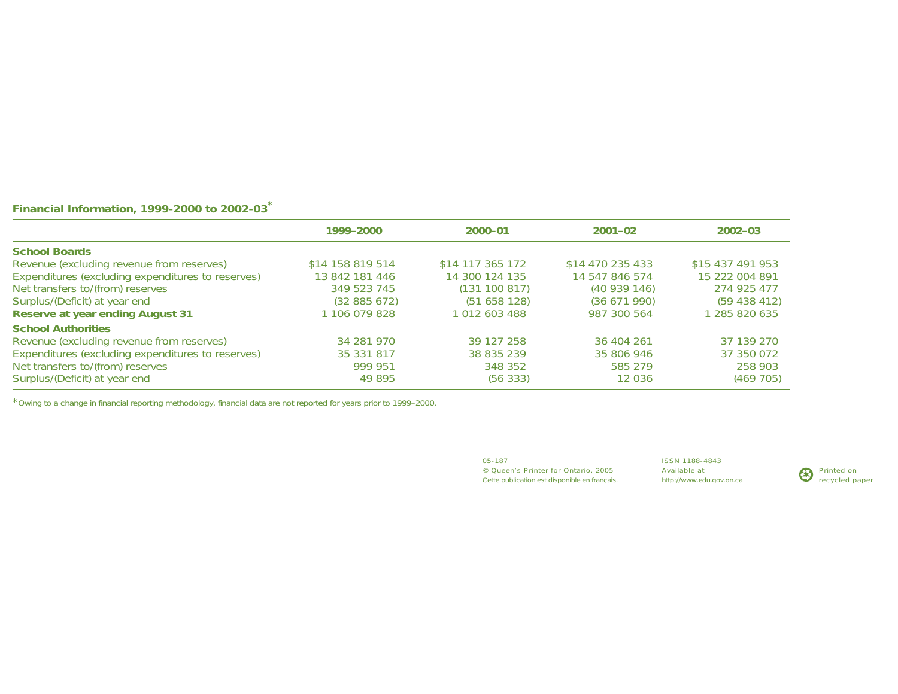**Financial Information, 1999-2000 to 2002-03***

| | 1999–2000 | 2000–01 | 2001–02 | 2002–03 |
|---|---|---|---|---|
| **School Boards** | | | | |
| Revenue (excluding revenue from reserves) | $14 158 819 514 | $14 117 365 172 | $14 470 235 433 | $15 437 491 953 |
| Expenditures (excluding expenditures to reserves) | 13 842 181 446 | 14 300 124 135 | 14 547 846 574 | 15 222 004 891 |
| Net transfers to/(from) reserves | 349 523 745 | (131 100 817) | (40 939 146) | 274 925 477 |
| Surplus/(Deficit) at year end | (32 885 672) | (51 658 128) | (36 671 990) | (59 438 412) |
| **Reserve at year ending August 31** | 1 106 079 828 | 1 012 603 488 | 987 300 564 | 1 285 820 635 |
| **School Authorities** | | | | |
| Revenue (excluding revenue from reserves) | 34 281 970 | 39 127 258 | 36 404 261 | 37 139 270 |
| Expenditures (excluding expenditures to reserves) | 35 331 817 | 38 835 239 | 35 806 946 | 37 350 072 |
| Net transfers to/(from) reserves | 999 951 | 348 352 | 585 279 | 258 903 |
| Surplus/(Deficit) at year end | 49 895 | (56 333) | 12 036 | (469 705) |

* Owing to a change in financial reporting methodology, financial data are not reported for years prior to 1999–2000.

05-187
© Queen's Printer for Ontario, 2005
Cette publication est disponible en français.

ISSN 1188-4843
Available at
http://www.edu.gov.on.ca

Printed on recycled paper